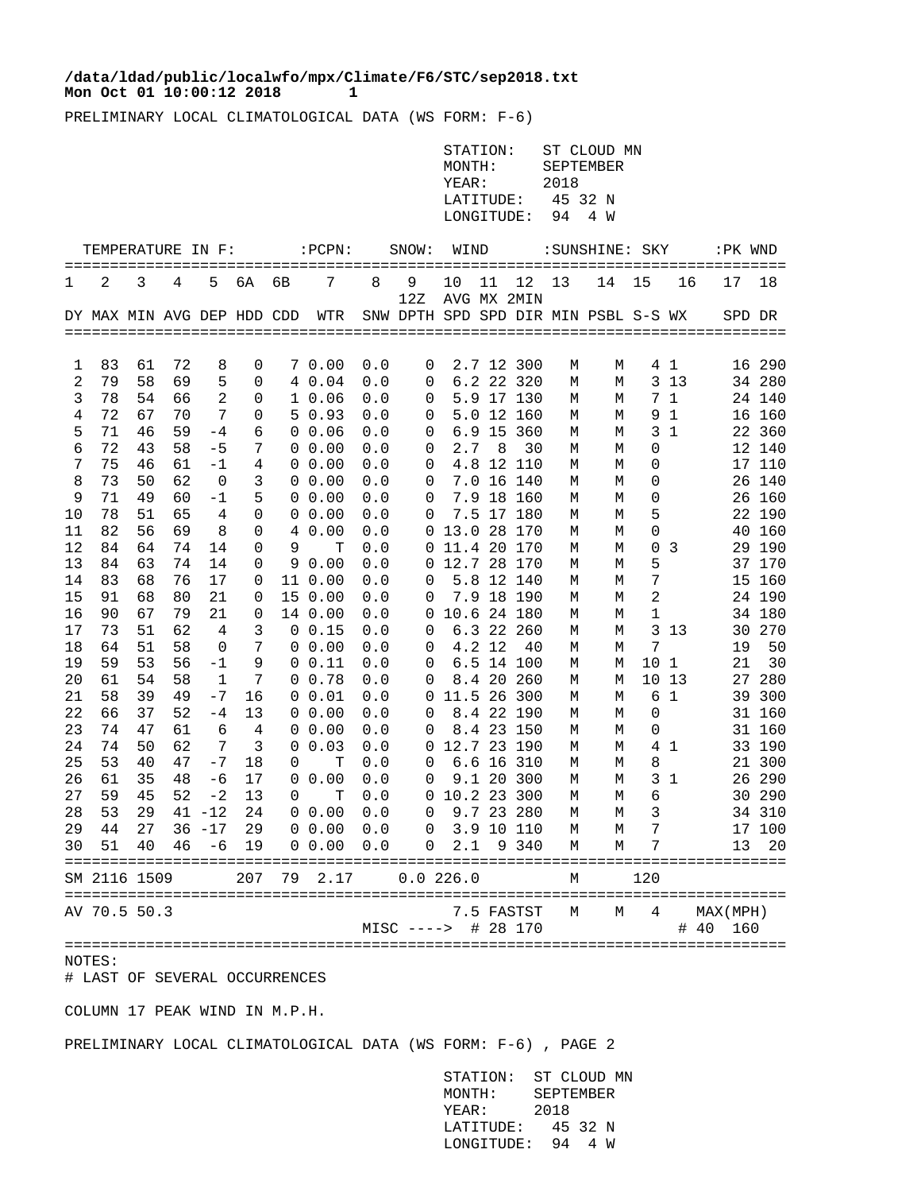**/data/ldad/public/localwfo/mpx/Climate/F6/STC/sep2018.txt**
**Mon Oct 01 10:00:12 2018 1**

PRELIMINARY LOCAL CLIMATOLOGICAL DATA (WS FORM: F-6)

STATION: ST CLOUD MN
MONTH: SEPTEMBER
YEAR: 2018
LATITUDE: 45 32 N
LONGITUDE: 94 4 W

| TEMPERATURE IN F: | | | | | | | :PCPN: | | SNOW: | WIND | | | :SUNSHINE: | | SKY | | :PK WND | |
|---|---|---|---|---|---|---|---|---|---|---|---|---|---|---|---|---|---|---|
| 1 | 2 | 3 | 4 | 5 | 6A | 6B | 7 | 8 | 9 12Z | 10 AVG | 11 MX | 12 2MIN | 13 | 14 | 15 | 16 | 17 | 18 |
| DY | MAX | MIN | AVG | DEP | HDD | CDD | WTR | SNW | DPTH | SPD | SPD | DIR | MIN | PSBL | S-S | WX | SPD | DR |
| 1 | 83 | 61 | 72 | 8 | 0 | 7 | 0.00 | 0.0 | 0 | 2.7 | 12 | 300 | M | M | 4 | 1 | 16 | 290 |
| 2 | 79 | 58 | 69 | 5 | 0 | 4 | 0.04 | 0.0 | 0 | 6.2 | 22 | 320 | M | M | 3 | 13 | 34 | 280 |
| 3 | 78 | 54 | 66 | 2 | 0 | 1 | 0.06 | 0.0 | 0 | 5.9 | 17 | 130 | M | M | 7 | 1 | 24 | 140 |
| 4 | 72 | 67 | 70 | 7 | 0 | 5 | 0.93 | 0.0 | 0 | 5.0 | 12 | 160 | M | M | 9 | 1 | 16 | 160 |
| 5 | 71 | 46 | 59 | -4 | 6 | 0 | 0.06 | 0.0 | 0 | 6.9 | 15 | 360 | M | M | 3 | 1 | 22 | 360 |
| 6 | 72 | 43 | 58 | -5 | 7 | 0 | 0.00 | 0.0 | 0 | 2.7 | 8 | 30 | M | M | 0 | | 12 | 140 |
| 7 | 75 | 46 | 61 | -1 | 4 | 0 | 0.00 | 0.0 | 0 | 4.8 | 12 | 110 | M | M | 0 | | 17 | 110 |
| 8 | 73 | 50 | 62 | 0 | 3 | 0 | 0.00 | 0.0 | 0 | 7.0 | 16 | 140 | M | M | 0 | | 26 | 140 |
| 9 | 71 | 49 | 60 | -1 | 5 | 0 | 0.00 | 0.0 | 0 | 7.9 | 18 | 160 | M | M | 0 | | 26 | 160 |
| 10 | 78 | 51 | 65 | 4 | 0 | 0 | 0.00 | 0.0 | 0 | 7.5 | 17 | 180 | M | M | 5 | | 22 | 190 |
| 11 | 82 | 56 | 69 | 8 | 0 | 4 | 0.00 | 0.0 | 0 | 13.0 | 28 | 170 | M | M | 0 | | 40 | 160 |
| 12 | 84 | 64 | 74 | 14 | 0 | 9 | T | 0.0 | 0 | 11.4 | 20 | 170 | M | M | 0 | 3 | 29 | 190 |
| 13 | 84 | 63 | 74 | 14 | 0 | 9 | 0.00 | 0.0 | 0 | 12.7 | 28 | 170 | M | M | 5 | | 37 | 170 |
| 14 | 83 | 68 | 76 | 17 | 0 | 11 | 0.00 | 0.0 | 0 | 5.8 | 12 | 140 | M | M | 7 | | 15 | 160 |
| 15 | 91 | 68 | 80 | 21 | 0 | 15 | 0.00 | 0.0 | 0 | 7.9 | 18 | 190 | M | M | 2 | | 24 | 190 |
| 16 | 90 | 67 | 79 | 21 | 0 | 14 | 0.00 | 0.0 | 0 | 10.6 | 24 | 180 | M | M | 1 | | 34 | 180 |
| 17 | 73 | 51 | 62 | 4 | 3 | 0 | 0.15 | 0.0 | 0 | 6.3 | 22 | 260 | M | M | 3 | 13 | 30 | 270 |
| 18 | 64 | 51 | 58 | 0 | 7 | 0 | 0.00 | 0.0 | 0 | 4.2 | 12 | 40 | M | M | 7 | | 19 | 50 |
| 19 | 59 | 53 | 56 | -1 | 9 | 0 | 0.11 | 0.0 | 0 | 6.5 | 14 | 100 | M | M | 10 | 1 | 21 | 30 |
| 20 | 61 | 54 | 58 | 1 | 7 | 0 | 0.78 | 0.0 | 0 | 8.4 | 20 | 260 | M | M | 10 | 13 | 27 | 280 |
| 21 | 58 | 39 | 49 | -7 | 16 | 0 | 0.01 | 0.0 | 0 | 11.5 | 26 | 300 | M | M | 6 | 1 | 39 | 300 |
| 22 | 66 | 37 | 52 | -4 | 13 | 0 | 0.00 | 0.0 | 0 | 8.4 | 22 | 190 | M | M | 0 | | 31 | 160 |
| 23 | 74 | 47 | 61 | 6 | 4 | 0 | 0.00 | 0.0 | 0 | 8.4 | 23 | 150 | M | M | 0 | | 31 | 160 |
| 24 | 74 | 50 | 62 | 7 | 3 | 0 | 0.03 | 0.0 | 0 | 12.7 | 23 | 190 | M | M | 4 | 1 | 33 | 190 |
| 25 | 53 | 40 | 47 | -7 | 18 | 0 | T | 0.0 | 0 | 6.6 | 16 | 310 | M | M | 8 | | 21 | 300 |
| 26 | 61 | 35 | 48 | -6 | 17 | 0 | 0.00 | 0.0 | 0 | 9.1 | 20 | 300 | M | M | 3 | 1 | 26 | 290 |
| 27 | 59 | 45 | 52 | -2 | 13 | 0 | T | 0.0 | 0 | 10.2 | 23 | 300 | M | M | 6 | | 30 | 290 |
| 28 | 53 | 29 | 41 | -12 | 24 | 0 | 0.00 | 0.0 | 0 | 9.7 | 23 | 280 | M | M | 3 | | 34 | 310 |
| 29 | 44 | 27 | 36 | -17 | 29 | 0 | 0.00 | 0.0 | 0 | 3.9 | 10 | 110 | M | M | 7 | | 17 | 100 |
| 30 | 51 | 40 | 46 | -6 | 19 | 0 | 0.00 | 0.0 | 0 | 2.1 | 9 | 340 | M | M | 7 | | 13 | 20 |
| SM | 2116 | 1509 | | | 207 | 79 | 2.17 | 0.0 | | 226.0 | | | M | | 120 | | | |
| AV | 70.5 | 50.3 | | | | | | | | 7.5 | FASTST | | M | M | 4 | | MAX(MPH) | |
| | | | | | | | | MISC ----> | | # | 28 | 170 | | | | | # 40 | 160 |

NOTES:
# LAST OF SEVERAL OCCURRENCES

COLUMN 17 PEAK WIND IN M.P.H.

PRELIMINARY LOCAL CLIMATOLOGICAL DATA (WS FORM: F-6) , PAGE 2

STATION: ST CLOUD MN
MONTH: SEPTEMBER
YEAR: 2018
LATITUDE: 45 32 N
LONGITUDE: 94 4 W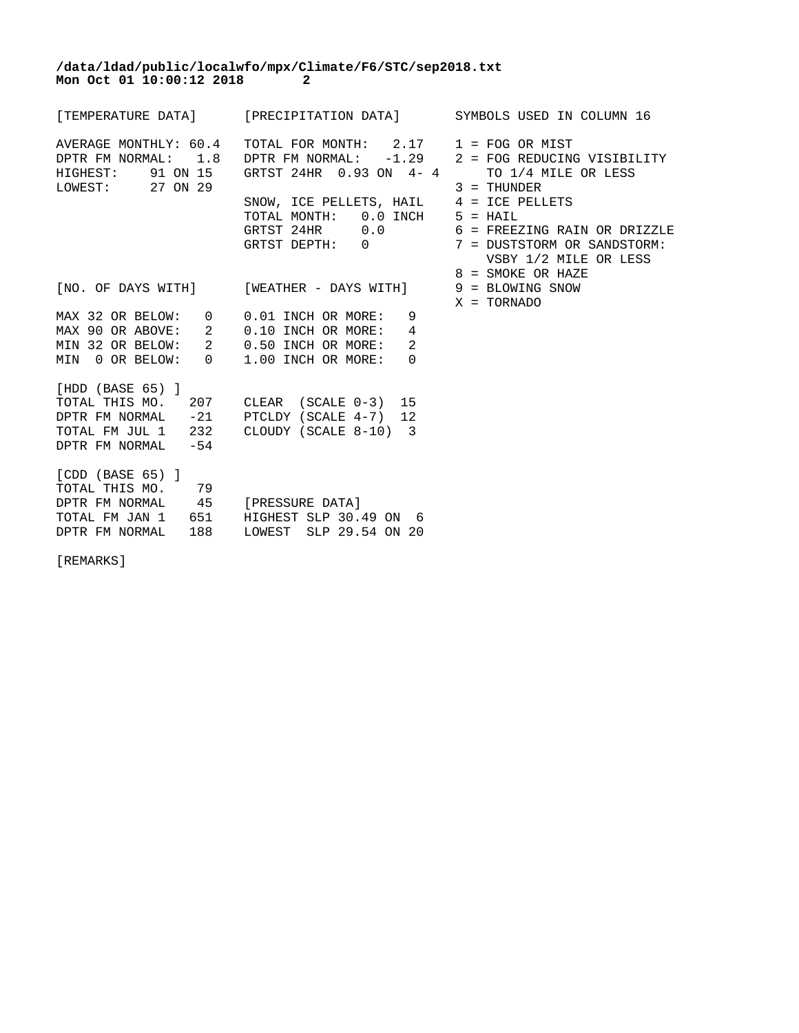**/data/ldad/public/localwfo/mpx/Climate/F6/STC/sep2018.txt**
**Mon Oct 01 10:00:12 2018**

```
[TEMPERATURE DATA]      [PRECIPITATION DATA]       SYMBOLS USED IN COLUMN 16

AVERAGE MONTHLY: 60.4   TOTAL FOR MONTH:   2.17    1 = FOG OR MIST
DPTR FM NORMAL:   1.8   DPTR FM NORMAL:   -1.29    2 = FOG REDUCING VISIBILITY
HIGHEST:    91 ON 15    GRTST 24HR  0.93 ON  4- 4      TO 1/4 MILE OR LESS
LOWEST:     27 ON 29                               3 = THUNDER
                        SNOW, ICE PELLETS, HAIL    4 = ICE PELLETS
                        TOTAL MONTH:   0.0 INCH    5 = HAIL
                        GRTST 24HR     0.0         6 = FREEZING RAIN OR DRIZZLE
                        GRTST DEPTH:   0           7 = DUSTSTORM OR SANDSTORM:
                                                       VSBY 1/2 MILE OR LESS
                                                   8 = SMOKE OR HAZE
[NO. OF DAYS WITH]      [WEATHER - DAYS WITH]      9 = BLOWING SNOW
                                                   X = TORNADO
MAX 32 OR BELOW:   0    0.01 INCH OR MORE:   9
MAX 90 OR ABOVE:   2    0.10 INCH OR MORE:   4
MIN 32 OR BELOW:   2    0.50 INCH OR MORE:   2
MIN  0 OR BELOW:   0    1.00 INCH OR MORE:   0

[HDD (BASE 65) ]
TOTAL THIS MO.   207    CLEAR  (SCALE 0-3)  15
DPTR FM NORMAL   -21    PTCLDY (SCALE 4-7)  12
TOTAL FM JUL 1   232    CLOUDY (SCALE 8-10)  3
DPTR FM NORMAL   -54

[CDD (BASE 65) ]
TOTAL THIS MO.    79
DPTR FM NORMAL    45    [PRESSURE DATA]
TOTAL FM JAN 1   651    HIGHEST SLP 30.49 ON  6
DPTR FM NORMAL   188    LOWEST  SLP 29.54 ON 20

[REMARKS]
```